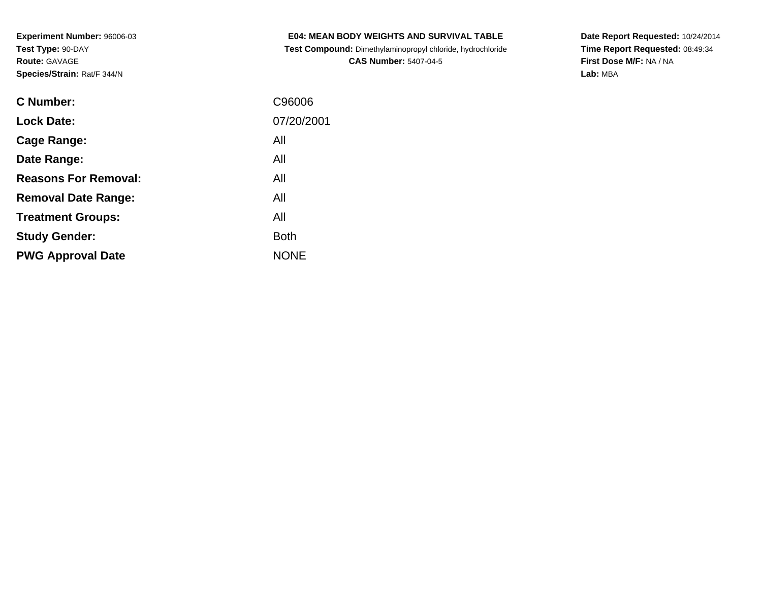**Experiment Number:** 96006-03
**Test Type:** 90-DAY
**Route:** GAVAGE
**Species/Strain:** Rat/F 344/N

# E04: MEAN BODY WEIGHTS AND SURVIVAL TABLE

**Test Compound:** Dimethylaminopropyl chloride, hydrochloride
**CAS Number:** 5407-04-5

**Date Report Requested:** 10/24/2014
**Time Report Requested:** 08:49:34
**First Dose M/F:** NA / NA
**Lab:** MBA

| | |
|---|---|
| **C Number:** | C96006 |
| **Lock Date:** | 07/20/2001 |
| **Cage Range:** | All |
| **Date Range:** | All |
| **Reasons For Removal:** | All |
| **Removal Date Range:** | All |
| **Treatment Groups:** | All |
| **Study Gender:** | Both |
| **PWG Approval Date** | NONE |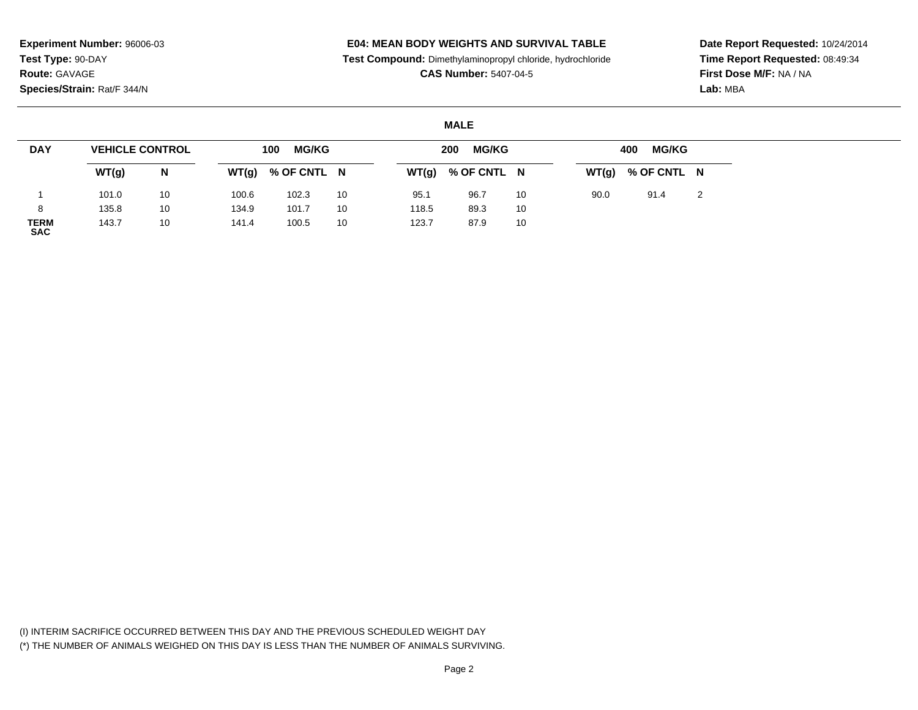**Experiment Number:** 96006-03
**Test Type:** 90-DAY
**Route:** GAVAGE
**Species/Strain:** Rat/F 344/N

**E04: MEAN BODY WEIGHTS AND SURVIVAL TABLE**
**Test Compound:** Dimethylaminopropyl chloride, hydrochloride
**CAS Number:** 5407-04-5

**Date Report Requested:** 10/24/2014
**Time Report Requested:** 08:49:34
**First Dose M/F:** NA / NA
**Lab:** MBA

## MALE

| DAY | VEHICLE CONTROL | | 100 MG/KG | | | 200 MG/KG | | | 400 MG/KG | | |
|---|---|---|---|---|---|---|---|---|---|---|---|
| | WT(g) | N | WT(g) | % OF CNTL | N | WT(g) | % OF CNTL | N | WT(g) | % OF CNTL | N |
| 1 | 101.0 | 10 | 100.6 | 102.3 | 10 | 95.1 | 96.7 | 10 | 90.0 | 91.4 | 2 |
| 8 | 135.8 | 10 | 134.9 | 101.7 | 10 | 118.5 | 89.3 | 10 | | | |
| TERM SAC | 143.7 | 10 | 141.4 | 100.5 | 10 | 123.7 | 87.9 | 10 | | | |

(I) INTERIM SACRIFICE OCCURRED BETWEEN THIS DAY AND THE PREVIOUS SCHEDULED WEIGHT DAY
(*) THE NUMBER OF ANIMALS WEIGHED ON THIS DAY IS LESS THAN THE NUMBER OF ANIMALS SURVIVING.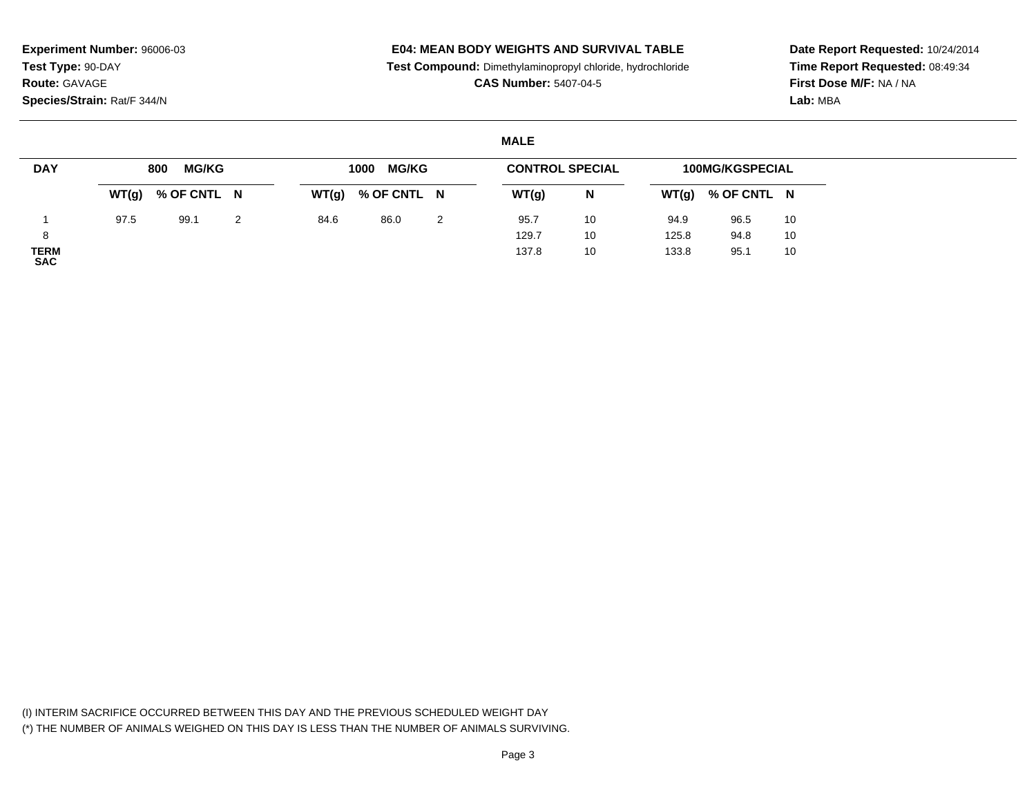**Experiment Number:** 96006-03
**Test Type:** 90-DAY
**Route:** GAVAGE
**Species/Strain:** Rat/F 344/N

**E04: MEAN BODY WEIGHTS AND SURVIVAL TABLE**
**Test Compound:** Dimethylaminopropyl chloride, hydrochloride
**CAS Number:** 5407-04-5

**Date Report Requested:** 10/24/2014
**Time Report Requested:** 08:49:34
**First Dose M/F:** NA / NA
**Lab:** MBA

**MALE**

| DAY | 800 MG/KG | | | 1000 MG/KG | | | CONTROL SPECIAL | | 100MG/KGSPECIAL | | |
|---|---|---|---|---|---|---|---|---|---|---|---|
| | WT(g) | % OF CNTL | N | WT(g) | % OF CNTL | N | WT(g) | N | WT(g) | % OF CNTL | N |
| 1 | 97.5 | 99.1 | 2 | 84.6 | 86.0 | 2 | 95.7 | 10 | 94.9 | 96.5 | 10 |
| 8 | | | | | | | 129.7 | 10 | 125.8 | 94.8 | 10 |
| TERM SAC | | | | | | | 137.8 | 10 | 133.8 | 95.1 | 10 |

(I) INTERIM SACRIFICE OCCURRED BETWEEN THIS DAY AND THE PREVIOUS SCHEDULED WEIGHT DAY
(*) THE NUMBER OF ANIMALS WEIGHED ON THIS DAY IS LESS THAN THE NUMBER OF ANIMALS SURVIVING.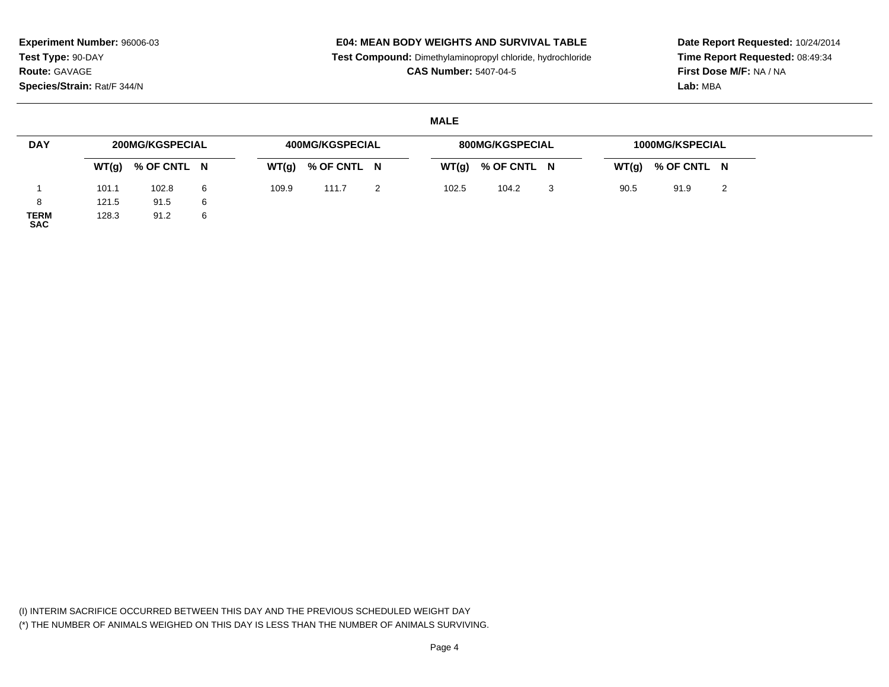**Experiment Number:** 96006-03
**Test Type:** 90-DAY
**Route:** GAVAGE
**Species/Strain:** Rat/F 344/N

**E04: MEAN BODY WEIGHTS AND SURVIVAL TABLE**
**Test Compound:** Dimethylaminopropyl chloride, hydrochloride
**CAS Number:** 5407-04-5

**Date Report Requested:** 10/24/2014
**Time Report Requested:** 08:49:34
**First Dose M/F:** NA / NA
**Lab:** MBA

**MALE**

| DAY | 200MG/KGSPECIAL | | | 400MG/KGSPECIAL | | | 800MG/KGSPECIAL | | | 1000MG/KSPECIAL | | |
|---|---|---|---|---|---|---|---|---|---|---|---|---|
| | WT(g) | % OF CNTL | N | WT(g) | % OF CNTL | N | WT(g) | % OF CNTL | N | WT(g) | % OF CNTL | N |
| 1 | 101.1 | 102.8 | 6 | 109.9 | 111.7 | 2 | 102.5 | 104.2 | 3 | 90.5 | 91.9 | 2 |
| 8 | 121.5 | 91.5 | 6 | | | | | | | | | |
| **TERM SAC** | 128.3 | 91.2 | 6 | | | | | | | | | |

(I) INTERIM SACRIFICE OCCURRED BETWEEN THIS DAY AND THE PREVIOUS SCHEDULED WEIGHT DAY
(*) THE NUMBER OF ANIMALS WEIGHED ON THIS DAY IS LESS THAN THE NUMBER OF ANIMALS SURVIVING.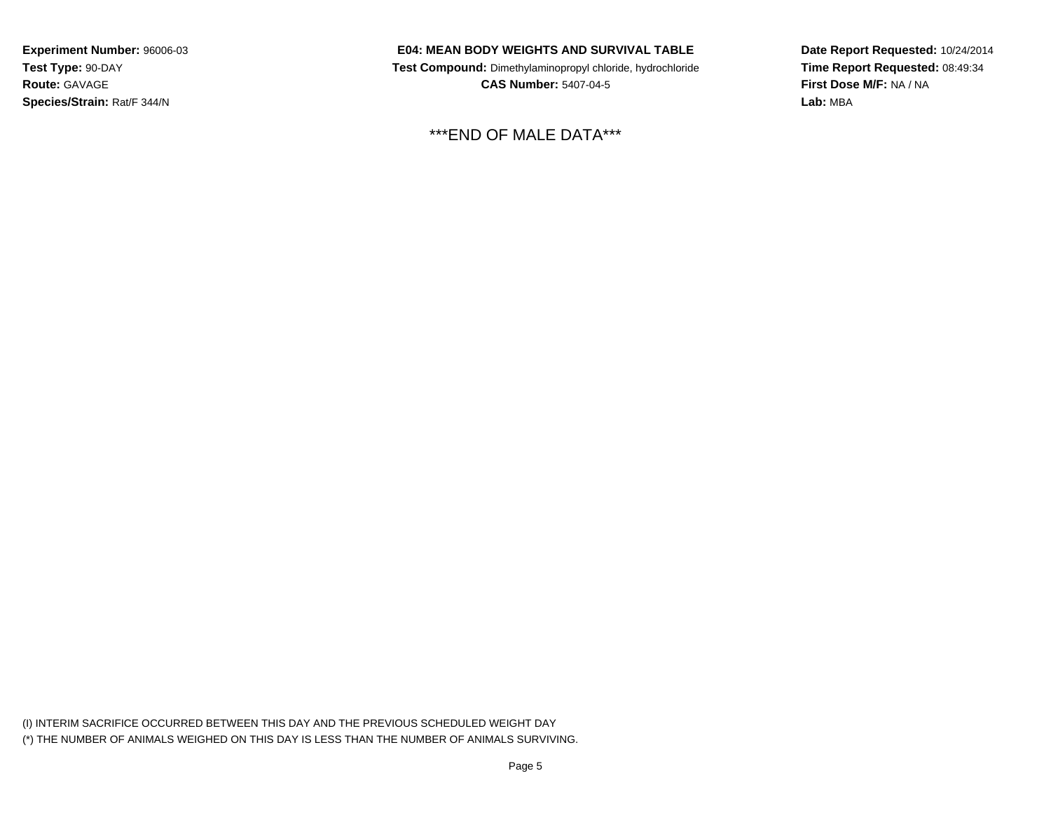**Experiment Number:** 96006-03
**Test Type:** 90-DAY
**Route:** GAVAGE
**Species/Strain:** Rat/F 344/N

**E04: MEAN BODY WEIGHTS AND SURVIVAL TABLE**
**Test Compound:** Dimethylaminopropyl chloride, hydrochloride
**CAS Number:** 5407-04-5

**Date Report Requested:** 10/24/2014
**Time Report Requested:** 08:49:34
**First Dose M/F:** NA / NA
**Lab:** MBA

***END OF MALE DATA***

(I) INTERIM SACRIFICE OCCURRED BETWEEN THIS DAY AND THE PREVIOUS SCHEDULED WEIGHT DAY
(*) THE NUMBER OF ANIMALS WEIGHED ON THIS DAY IS LESS THAN THE NUMBER OF ANIMALS SURVIVING.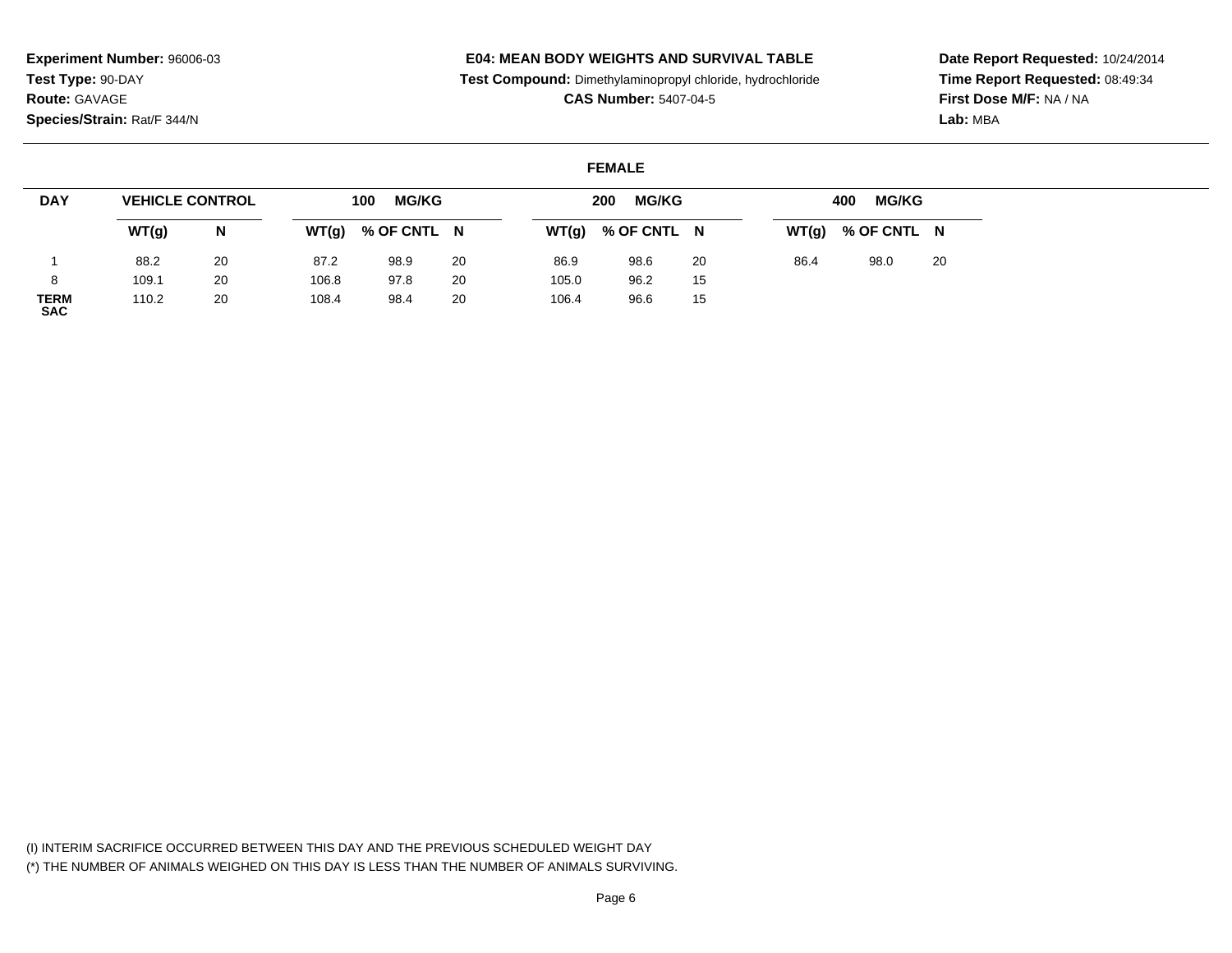**Experiment Number:** 96006-03
**Test Type:** 90-DAY
**Route:** GAVAGE
**Species/Strain:** Rat/F 344/N

**E04: MEAN BODY WEIGHTS AND SURVIVAL TABLE**
**Test Compound:** Dimethylaminopropyl chloride, hydrochloride
**CAS Number:** 5407-04-5

**Date Report Requested:** 10/24/2014
**Time Report Requested:** 08:49:34
**First Dose M/F:** NA / NA
**Lab:** MBA

## FEMALE

| DAY | VEHICLE CONTROL | | 100 MG/KG | | | 200 MG/KG | | | 400 MG/KG | | |
|---|---|---|---|---|---|---|---|---|---|---|---|
| | WT(g) | N | WT(g) | % OF CNTL | N | WT(g) | % OF CNTL | N | WT(g) | % OF CNTL | N |
| 1 | 88.2 | 20 | 87.2 | 98.9 | 20 | 86.9 | 98.6 | 20 | 86.4 | 98.0 | 20 |
| 8 | 109.1 | 20 | 106.8 | 97.8 | 20 | 105.0 | 96.2 | 15 | | | |
| TERM SAC | 110.2 | 20 | 108.4 | 98.4 | 20 | 106.4 | 96.6 | 15 | | | |

(I) INTERIM SACRIFICE OCCURRED BETWEEN THIS DAY AND THE PREVIOUS SCHEDULED WEIGHT DAY
(*) THE NUMBER OF ANIMALS WEIGHED ON THIS DAY IS LESS THAN THE NUMBER OF ANIMALS SURVIVING.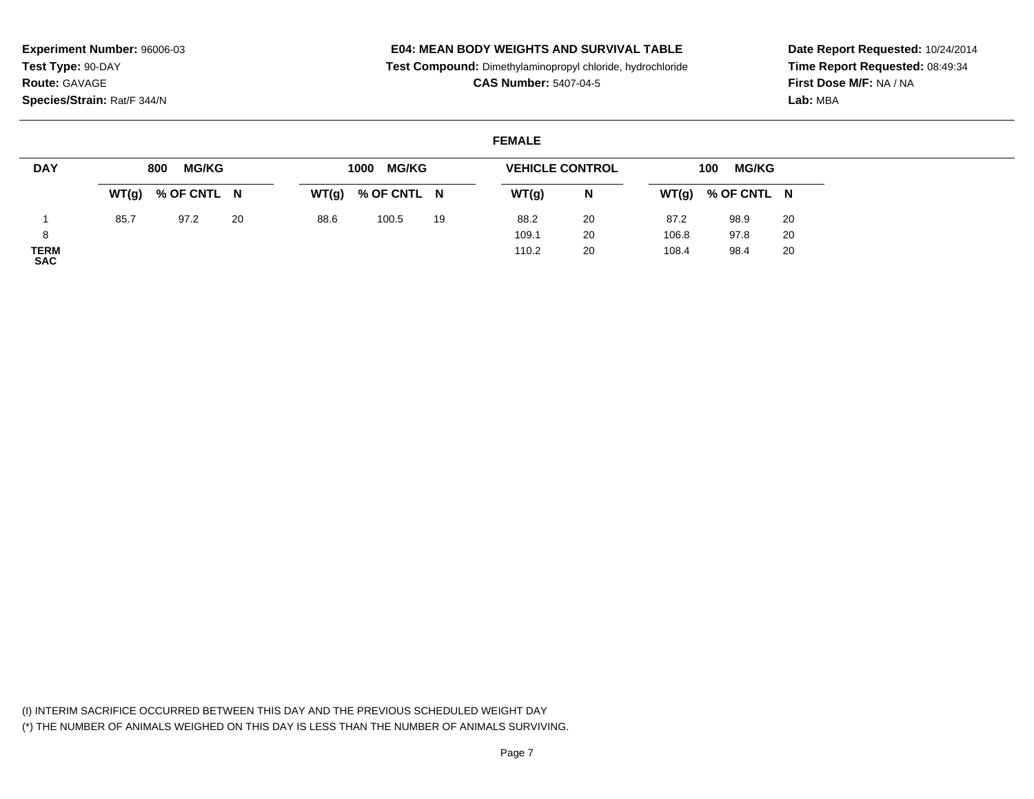**Experiment Number:** 96006-03
**Test Type:** 90-DAY
**Route:** GAVAGE
**Species/Strain:** Rat/F 344/N

**E04: MEAN BODY WEIGHTS AND SURVIVAL TABLE**
**Test Compound:** Dimethylaminopropyl chloride, hydrochloride
**CAS Number:** 5407-04-5

**Date Report Requested:** 10/24/2014
**Time Report Requested:** 08:49:34
**First Dose M/F:** NA / NA
**Lab:** MBA

## FEMALE

| DAY | 800 MG/KG | | | 1000 MG/KG | | | VEHICLE CONTROL | | 100 MG/KG | | |
|---|---|---|---|---|---|---|---|---|---|---|---|
| | WT(g) | % OF CNTL | N | WT(g) | % OF CNTL | N | WT(g) | N | WT(g) | % OF CNTL | N |
| 1 | 85.7 | 97.2 | 20 | 88.6 | 100.5 | 19 | 88.2 | 20 | 87.2 | 98.9 | 20 |
| 8 | | | | | | | 109.1 | 20 | 106.8 | 97.8 | 20 |
| TERM SAC | | | | | | | 110.2 | 20 | 108.4 | 98.4 | 20 |

(I) INTERIM SACRIFICE OCCURRED BETWEEN THIS DAY AND THE PREVIOUS SCHEDULED WEIGHT DAY
(*) THE NUMBER OF ANIMALS WEIGHED ON THIS DAY IS LESS THAN THE NUMBER OF ANIMALS SURVIVING.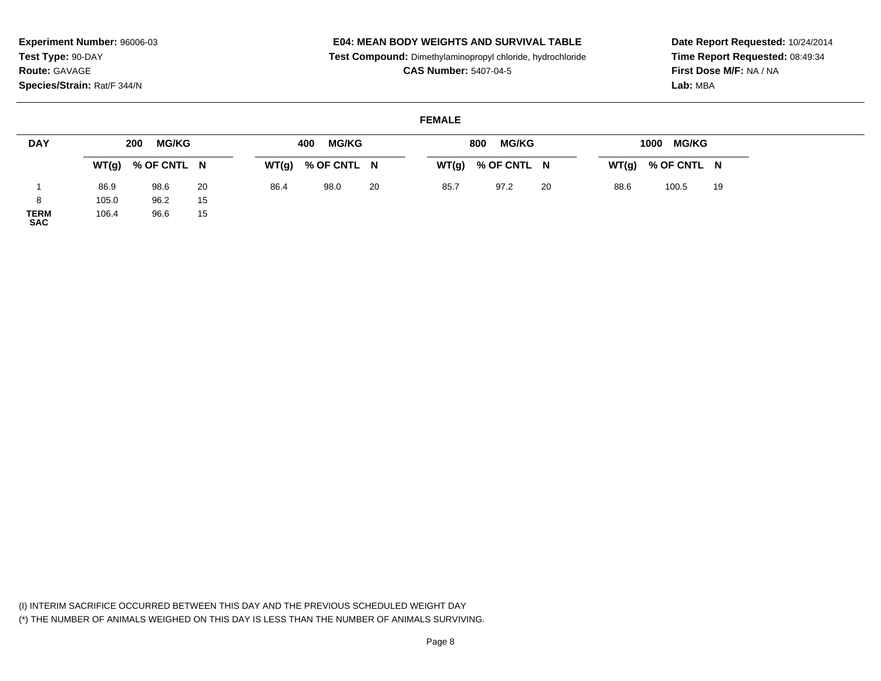**Experiment Number:** 96006-03
**Test Type:** 90-DAY
**Route:** GAVAGE
**Species/Strain:** Rat/F 344/N

**E04: MEAN BODY WEIGHTS AND SURVIVAL TABLE**
**Test Compound:** Dimethylaminopropyl chloride, hydrochloride
**CAS Number:** 5407-04-5

**Date Report Requested:** 10/24/2014
**Time Report Requested:** 08:49:34
**First Dose M/F:** NA / NA
**Lab:** MBA

**FEMALE**

| DAY | 200 MG/KG | | | 400 MG/KG | | | 800 MG/KG | | | 1000 MG/KG | | |
|---|---|---|---|---|---|---|---|---|---|---|---|---|
| | WT(g) | % OF CNTL | N | WT(g) | % OF CNTL | N | WT(g) | % OF CNTL | N | WT(g) | % OF CNTL | N |
| 1 | 86.9 | 98.6 | 20 | 86.4 | 98.0 | 20 | 85.7 | 97.2 | 20 | 88.6 | 100.5 | 19 |
| 8 | 105.0 | 96.2 | 15 | | | | | | | | | |
| TERM SAC | 106.4 | 96.6 | 15 | | | | | | | | | |

(I) INTERIM SACRIFICE OCCURRED BETWEEN THIS DAY AND THE PREVIOUS SCHEDULED WEIGHT DAY
(*) THE NUMBER OF ANIMALS WEIGHED ON THIS DAY IS LESS THAN THE NUMBER OF ANIMALS SURVIVING.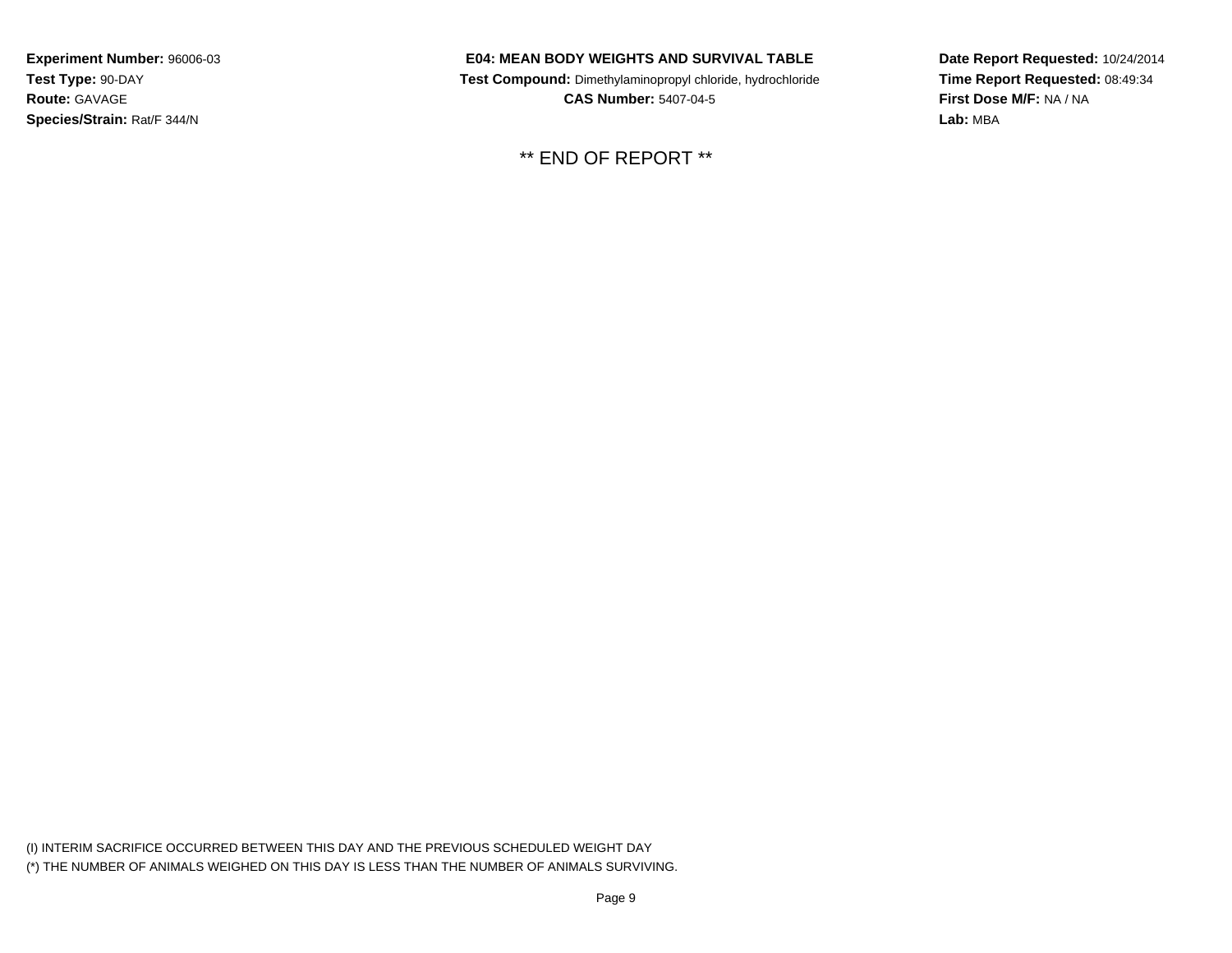**Experiment Number:** 96006-03
**Test Type:** 90-DAY
**Route:** GAVAGE
**Species/Strain:** Rat/F 344/N

**E04: MEAN BODY WEIGHTS AND SURVIVAL TABLE**
**Test Compound:** Dimethylaminopropyl chloride, hydrochloride
**CAS Number:** 5407-04-5

**Date Report Requested:** 10/24/2014
**Time Report Requested:** 08:49:34
**First Dose M/F:** NA / NA
**Lab:** MBA

** END OF REPORT **

(I) INTERIM SACRIFICE OCCURRED BETWEEN THIS DAY AND THE PREVIOUS SCHEDULED WEIGHT DAY
(*) THE NUMBER OF ANIMALS WEIGHED ON THIS DAY IS LESS THAN THE NUMBER OF ANIMALS SURVIVING.